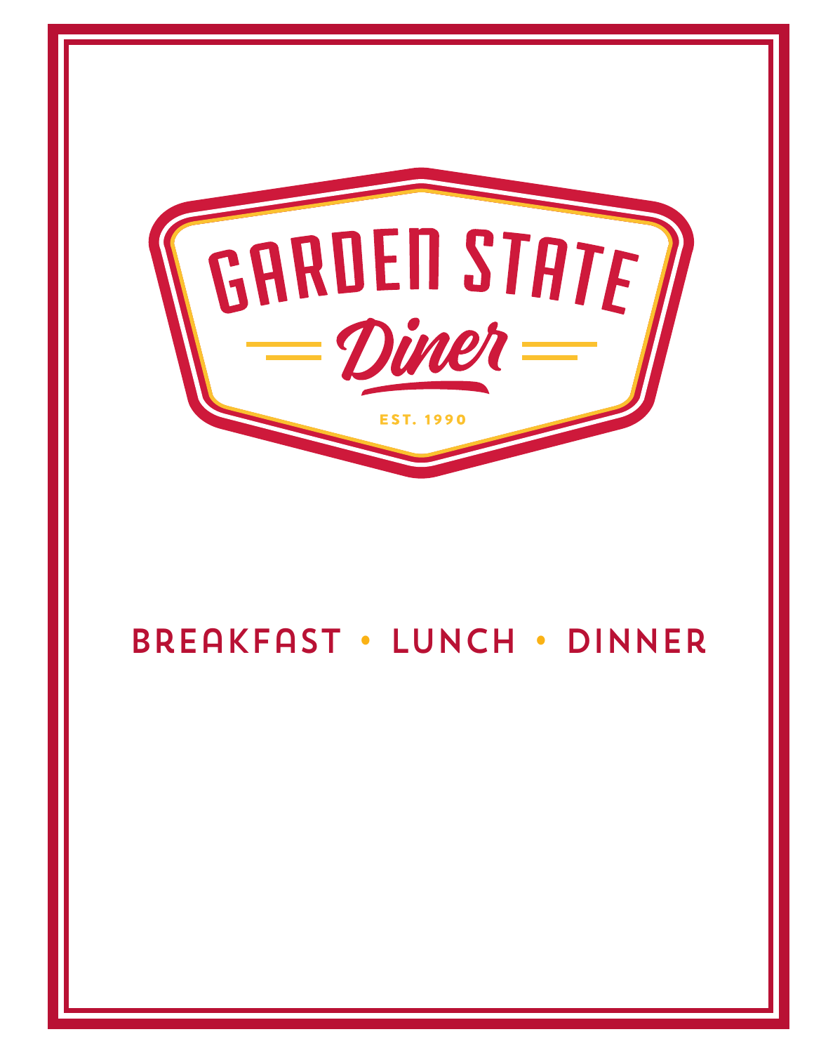# GARDEN STATE

## Diner

EST. 1990

BREAKFAST • LUNCH • DINNER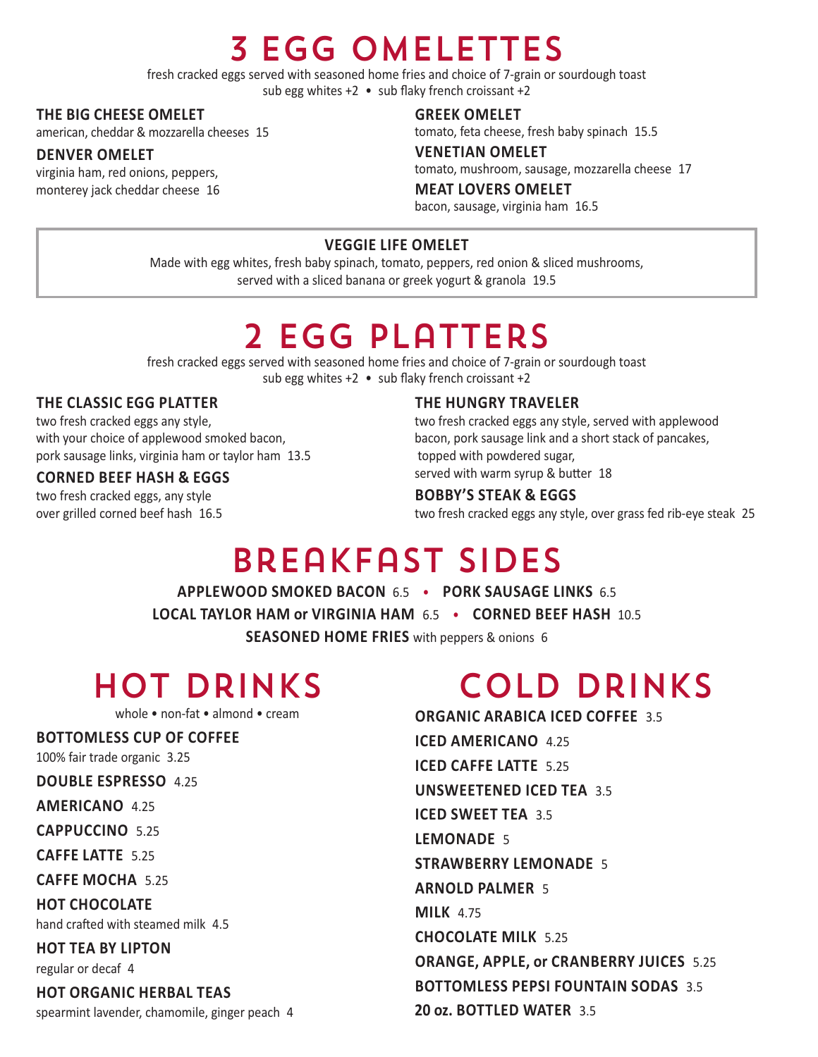# 3 EGG OMELETTES

fresh cracked eggs served with seasoned home fries and choice of 7-grain or sourdough toast
sub egg whites +2 • sub flaky french croissant +2

**THE BIG CHEESE OMELET**
american, cheddar & mozzarella cheeses 15

**DENVER OMELET**
virginia ham, red onions, peppers, monterey jack cheddar cheese 16

**GREEK OMELET**
tomato, feta cheese, fresh baby spinach 15.5

**VENETIAN OMELET**
tomato, mushroom, sausage, mozzarella cheese 17

**MEAT LOVERS OMELET**
bacon, sausage, virginia ham 16.5

**VEGGIE LIFE OMELET**
Made with egg whites, fresh baby spinach, tomato, peppers, red onion & sliced mushrooms, served with a sliced banana or greek yogurt & granola 19.5

# 2 EGG PLATTERS

fresh cracked eggs served with seasoned home fries and choice of 7-grain or sourdough toast
sub egg whites +2 • sub flaky french croissant +2

**THE CLASSIC EGG PLATTER**
two fresh cracked eggs any style, with your choice of applewood smoked bacon, pork sausage links, virginia ham or taylor ham 13.5

**CORNED BEEF HASH & EGGS**
two fresh cracked eggs, any style over grilled corned beef hash 16.5

**THE HUNGRY TRAVELER**
two fresh cracked eggs any style, served with applewood bacon, pork sausage link and a short stack of pancakes, topped with powdered sugar, served with warm syrup & butter 18

**BOBBY'S STEAK & EGGS**
two fresh cracked eggs any style, over grass fed rib-eye steak 25

# BREAKFAST SIDES

**APPLEWOOD SMOKED BACON** 6.5 • **PORK SAUSAGE LINKS** 6.5
**LOCAL TAYLOR HAM or VIRGINIA HAM** 6.5 • **CORNED BEEF HASH** 10.5
**SEASONED HOME FRIES** with peppers & onions 6

# HOT DRINKS

whole • non-fat • almond • cream

**BOTTOMLESS CUP OF COFFEE**
100% fair trade organic 3.25

**DOUBLE ESPRESSO** 4.25

**AMERICANO** 4.25

**CAPPUCCINO** 5.25

**CAFFE LATTE** 5.25

**CAFFE MOCHA** 5.25

**HOT CHOCOLATE**
hand crafted with steamed milk 4.5

**HOT TEA BY LIPTON**
regular or decaf 4

**HOT ORGANIC HERBAL TEAS**
spearmint lavender, chamomile, ginger peach 4

# COLD DRINKS

**ORGANIC ARABICA ICED COFFEE** 3.5

**ICED AMERICANO** 4.25

**ICED CAFFE LATTE** 5.25

**UNSWEETENED ICED TEA** 3.5

**ICED SWEET TEA** 3.5

**LEMONADE** 5

**STRAWBERRY LEMONADE** 5

**ARNOLD PALMER** 5

**MILK** 4.75

**CHOCOLATE MILK** 5.25

**ORANGE, APPLE, or CRANBERRY JUICES** 5.25

**BOTTOMLESS PEPSI FOUNTAIN SODAS** 3.5

**20 oz. BOTTLED WATER** 3.5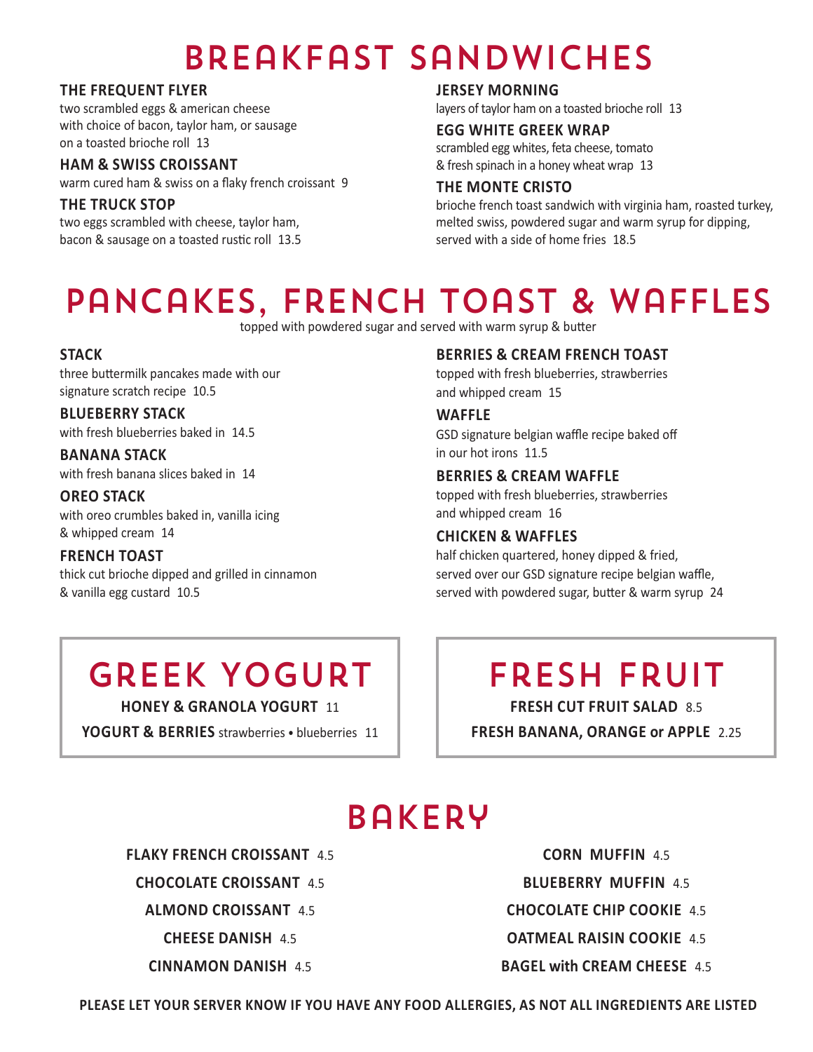# BREAKFAST SANDWICHES

**THE FREQUENT FLYER**
two scrambled eggs & american cheese with choice of bacon, taylor ham, or sausage on a toasted brioche roll 13

**HAM & SWISS CROISSANT**
warm cured ham & swiss on a flaky french croissant 9

**THE TRUCK STOP**
two eggs scrambled with cheese, taylor ham, bacon & sausage on a toasted rustic roll 13.5

**JERSEY MORNING**
layers of taylor ham on a toasted brioche roll 13

**EGG WHITE GREEK WRAP**
scrambled egg whites, feta cheese, tomato & fresh spinach in a honey wheat wrap 13

**THE MONTE CRISTO**
brioche french toast sandwich with virginia ham, roasted turkey, melted swiss, powdered sugar and warm syrup for dipping, served with a side of home fries 18.5

# PANCAKES, FRENCH TOAST & WAFFLES

topped with powdered sugar and served with warm syrup & butter

**STACK**
three buttermilk pancakes made with our signature scratch recipe 10.5

**BLUEBERRY STACK**
with fresh blueberries baked in 14.5

**BANANA STACK**
with fresh banana slices baked in 14

**OREO STACK**
with oreo crumbles baked in, vanilla icing & whipped cream 14

**FRENCH TOAST**
thick cut brioche dipped and grilled in cinnamon & vanilla egg custard 10.5

**BERRIES & CREAM FRENCH TOAST**
topped with fresh blueberries, strawberries and whipped cream 15

**WAFFLE**
GSD signature belgian waffle recipe baked off in our hot irons 11.5

**BERRIES & CREAM WAFFLE**
topped with fresh blueberries, strawberries and whipped cream 16

**CHICKEN & WAFFLES**
half chicken quartered, honey dipped & fried, served over our GSD signature recipe belgian waffle, served with powdered sugar, butter & warm syrup 24

# GREEK YOGURT

**HONEY & GRANOLA YOGURT** 11

**YOGURT & BERRIES** strawberries • blueberries 11

# FRESH FRUIT

**FRESH CUT FRUIT SALAD** 8.5

**FRESH BANANA, ORANGE or APPLE** 2.25

# BAKERY

**FLAKY FRENCH CROISSANT** 4.5

**CHOCOLATE CROISSANT** 4.5

**ALMOND CROISSANT** 4.5

**CHEESE DANISH** 4.5

**CINNAMON DANISH** 4.5

**CORN MUFFIN** 4.5

**BLUEBERRY MUFFIN** 4.5

**CHOCOLATE CHIP COOKIE** 4.5

**OATMEAL RAISIN COOKIE** 4.5

**BAGEL with CREAM CHEESE** 4.5

**PLEASE LET YOUR SERVER KNOW IF YOU HAVE ANY FOOD ALLERGIES, AS NOT ALL INGREDIENTS ARE LISTED**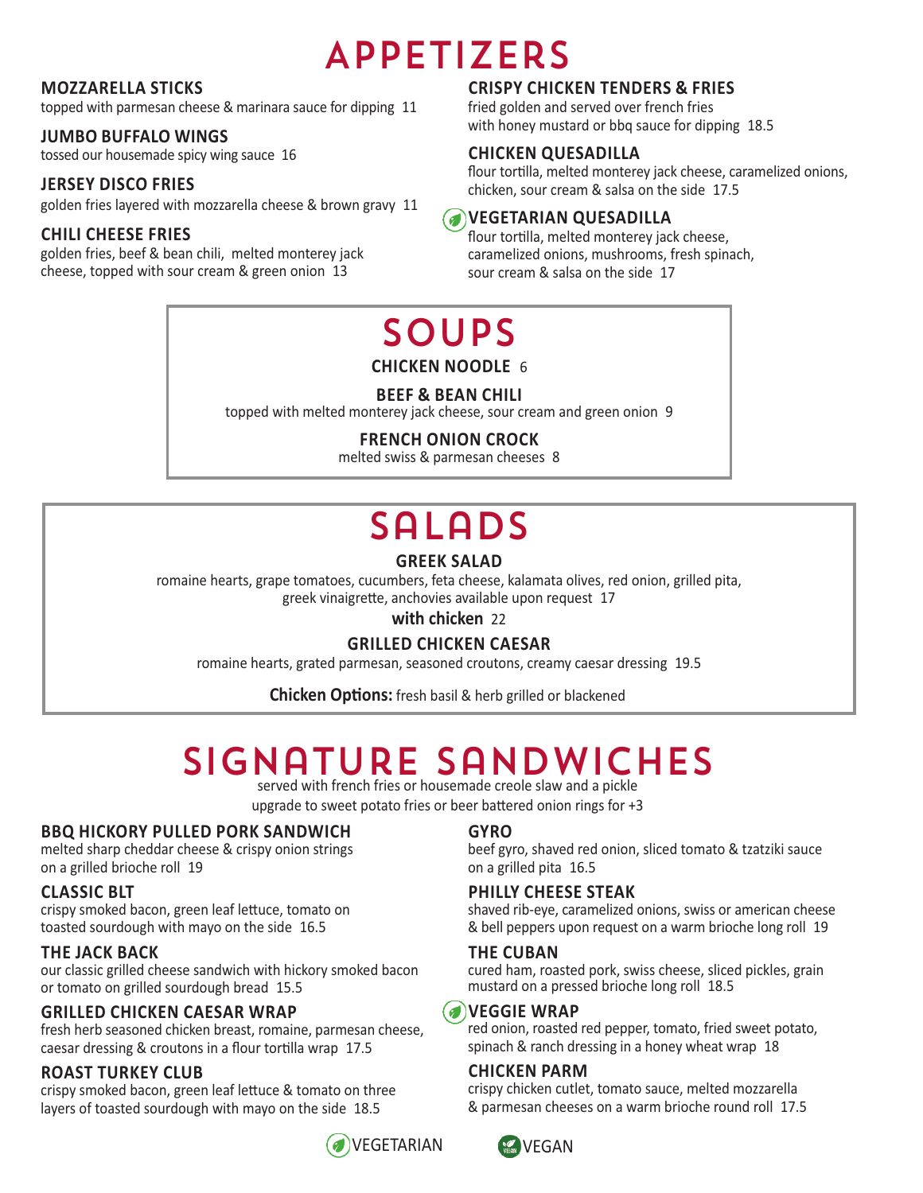# APPETIZERS

**MOZZARELLA STICKS**
topped with parmesan cheese & marinara sauce for dipping 11

**JUMBO BUFFALO WINGS**
tossed our housemade spicy wing sauce 16

**JERSEY DISCO FRIES**
golden fries layered with mozzarella cheese & brown gravy 11

**CHILI CHEESE FRIES**
golden fries, beef & bean chili, melted monterey jack cheese, topped with sour cream & green onion 13

**CRISPY CHICKEN TENDERS & FRIES**
fried golden and served over french fries with honey mustard or bbq sauce for dipping 18.5

**CHICKEN QUESADILLA**
flour tortilla, melted monterey jack cheese, caramelized onions, chicken, sour cream & salsa on the side 17.5

**VEGETARIAN QUESADILLA** (vegetarian)
flour tortilla, melted monterey jack cheese, caramelized onions, mushrooms, fresh spinach, sour cream & salsa on the side 17

# SOUPS

**CHICKEN NOODLE** 6

**BEEF & BEAN CHILI**
topped with melted monterey jack cheese, sour cream and green onion 9

**FRENCH ONION CROCK**
melted swiss & parmesan cheeses 8

# SALADS

**GREEK SALAD**
romaine hearts, grape tomatoes, cucumbers, feta cheese, kalamata olives, red onion, grilled pita, greek vinaigrette, anchovies available upon request 17

**with chicken** 22

**GRILLED CHICKEN CAESAR**
romaine hearts, grated parmesan, seasoned croutons, creamy caesar dressing 19.5

**Chicken Options:** fresh basil & herb grilled or blackened

# SIGNATURE SANDWICHES

served with french fries or housemade creole slaw and a pickle
upgrade to sweet potato fries or beer battered onion rings for +3

**BBQ HICKORY PULLED PORK SANDWICH**
melted sharp cheddar cheese & crispy onion strings on a grilled brioche roll 19

**CLASSIC BLT**
crispy smoked bacon, green leaf lettuce, tomato on toasted sourdough with mayo on the side 16.5

**THE JACK BACK**
our classic grilled cheese sandwich with hickory smoked bacon or tomato on grilled sourdough bread 15.5

**GRILLED CHICKEN CAESAR WRAP**
fresh herb seasoned chicken breast, romaine, parmesan cheese, caesar dressing & croutons in a flour tortilla wrap 17.5

**ROAST TURKEY CLUB**
crispy smoked bacon, green leaf lettuce & tomato on three layers of toasted sourdough with mayo on the side 18.5

**GYRO**
beef gyro, shaved red onion, sliced tomato & tzatziki sauce on a grilled pita 16.5

**PHILLY CHEESE STEAK**
shaved rib-eye, caramelized onions, swiss or american cheese & bell peppers upon request on a warm brioche long roll 19

**THE CUBAN**
cured ham, roasted pork, swiss cheese, sliced pickles, grain mustard on a pressed brioche long roll 18.5

**VEGGIE WRAP** (vegetarian)
red onion, roasted red pepper, tomato, fried sweet potato, spinach & ranch dressing in a honey wheat wrap 18

**CHICKEN PARM**
crispy chicken cutlet, tomato sauce, melted mozzarella & parmesan cheeses on a warm brioche round roll 17.5

VEGETARIAN VEGAN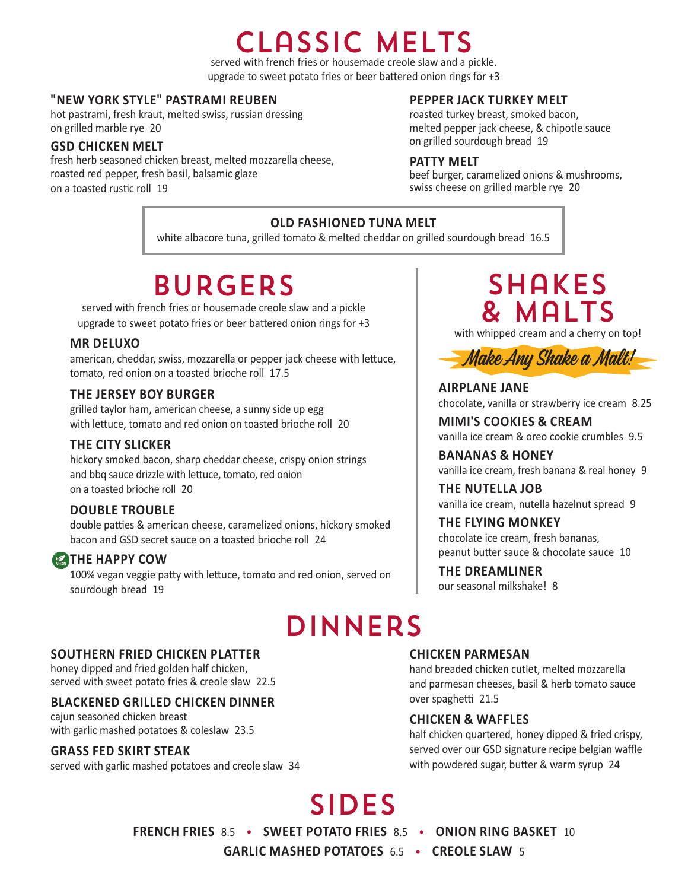# CLASSIC MELTS

served with french fries or housemade creole slaw and a pickle.
upgrade to sweet potato fries or beer battered onion rings for +3

### "NEW YORK STYLE" PASTRAMI REUBEN
hot pastrami, fresh kraut, melted swiss, russian dressing
on grilled marble rye 20

### GSD CHICKEN MELT
fresh herb seasoned chicken breast, melted mozzarella cheese,
roasted red pepper, fresh basil, balsamic glaze
on a toasted rustic roll 19

### PEPPER JACK TURKEY MELT
roasted turkey breast, smoked bacon,
melted pepper jack cheese, & chipotle sauce
on grilled sourdough bread 19

### PATTY MELT
beef burger, caramelized onions & mushrooms,
swiss cheese on grilled marble rye 20

### OLD FASHIONED TUNA MELT
white albacore tuna, grilled tomato & melted cheddar on grilled sourdough bread 16.5

# BURGERS

served with french fries or housemade creole slaw and a pickle
upgrade to sweet potato fries or beer battered onion rings for +3

### MR DELUXO
american, cheddar, swiss, mozzarella or pepper jack cheese with lettuce,
tomato, red onion on a toasted brioche roll 17.5

### THE JERSEY BOY BURGER
grilled taylor ham, american cheese, a sunny side up egg
with lettuce, tomato and red onion on toasted brioche roll 20

### THE CITY SLICKER
hickory smoked bacon, sharp cheddar cheese, crispy onion strings
and bbq sauce drizzle with lettuce, tomato, red onion
on a toasted brioche roll 20

### DOUBLE TROUBLE
double patties & american cheese, caramelized onions, hickory smoked
bacon and GSD secret sauce on a toasted brioche roll 24

### THE HAPPY COW (VEGAN)
100% vegan veggie patty with lettuce, tomato and red onion, served on
sourdough bread 19

# SHAKES & MALTS

with whipped cream and a cherry on top!

*Make Any Shake a Malt!*

### AIRPLANE JANE
chocolate, vanilla or strawberry ice cream 8.25

### MIMI'S COOKIES & CREAM
vanilla ice cream & oreo cookie crumbles 9.5

### BANANAS & HONEY
vanilla ice cream, fresh banana & real honey 9

### THE NUTELLA JOB
vanilla ice cream, nutella hazelnut spread 9

### THE FLYING MONKEY
chocolate ice cream, fresh bananas,
peanut butter sauce & chocolate sauce 10

### THE DREAMLINER
our seasonal milkshake! 8

# DINNERS

### SOUTHERN FRIED CHICKEN PLATTER
honey dipped and fried golden half chicken,
served with sweet potato fries & creole slaw 22.5

### BLACKENED GRILLED CHICKEN DINNER
cajun seasoned chicken breast
with garlic mashed potatoes & coleslaw 23.5

### GRASS FED SKIRT STEAK
served with garlic mashed potatoes and creole slaw 34

### CHICKEN PARMESAN
hand breaded chicken cutlet, melted mozzarella
and parmesan cheeses, basil & herb tomato sauce
over spaghetti 21.5

### CHICKEN & WAFFLES
half chicken quartered, honey dipped & fried crispy,
served over our GSD signature recipe belgian waffle
with powdered sugar, butter & warm syrup 24

# SIDES

**FRENCH FRIES** 8.5 • **SWEET POTATO FRIES** 8.5 • **ONION RING BASKET** 10
**GARLIC MASHED POTATOES** 6.5 • **CREOLE SLAW** 5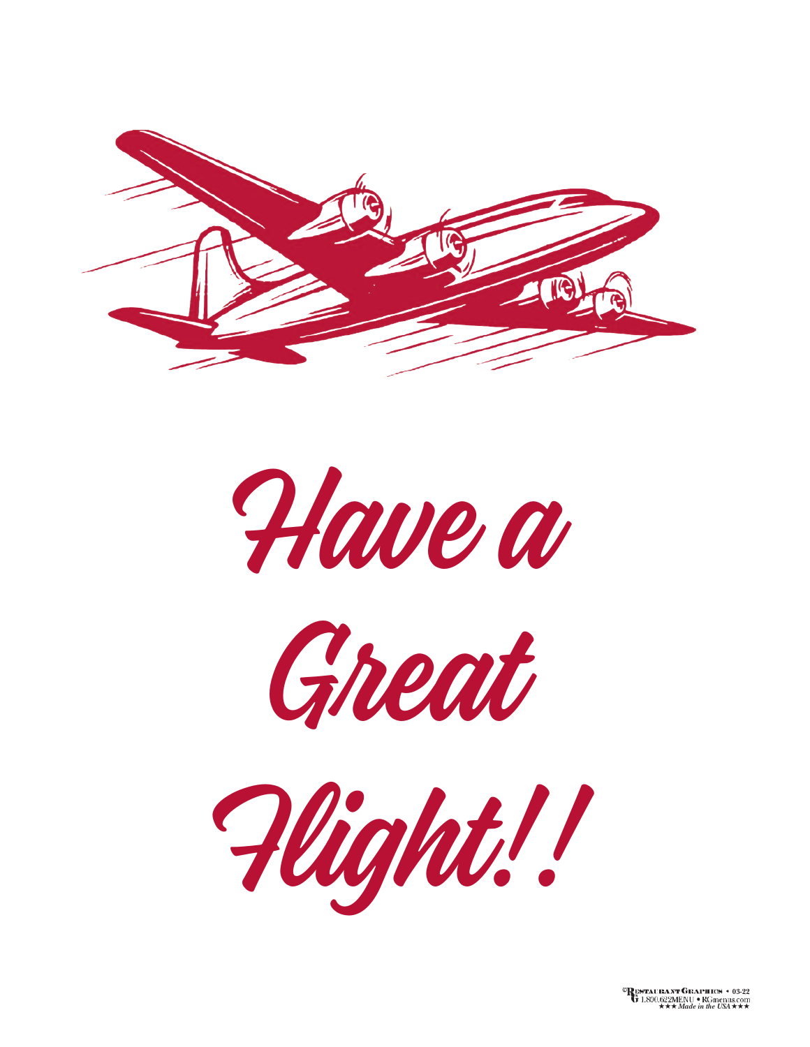# Have a Great Flight!!

©Restaurant Graphics • 03-22
1.800.622MENU • RGmenus.com
★★★ *Made in the USA* ★★★